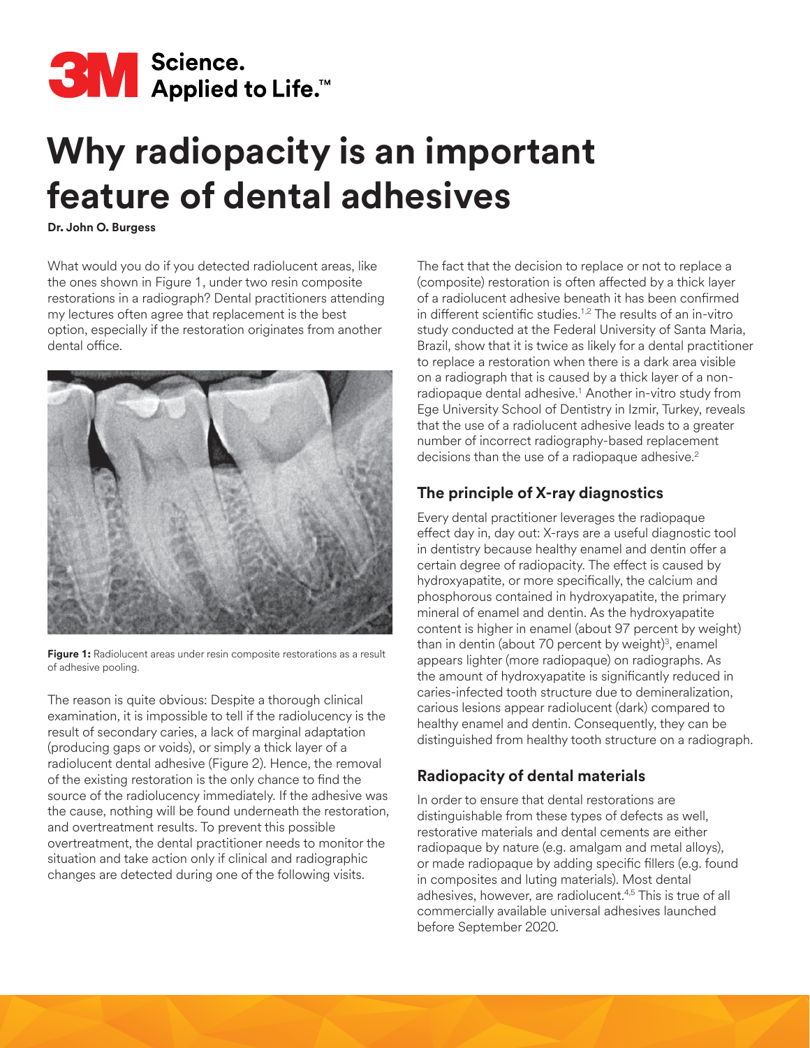# Why radiopacity is an important feature of dental adhesives

**Dr. John O. Burgess**

What would you do if you detected radiolucent areas, like the ones shown in Figure 1, under two resin composite restorations in a radiograph? Dental practitioners attending my lectures often agree that replacement is the best option, especially if the restoration originates from another dental office.

**Figure 1:** Radiolucent areas under resin composite restorations as a result of adhesive pooling.

The reason is quite obvious: Despite a thorough clinical examination, it is impossible to tell if the radiolucency is the result of secondary caries, a lack of marginal adaptation (producing gaps or voids), or simply a thick layer of a radiolucent dental adhesive (Figure 2). Hence, the removal of the existing restoration is the only chance to find the source of the radiolucency immediately. If the adhesive was the cause, nothing will be found underneath the restoration, and overtreatment results. To prevent this possible overtreatment, the dental practitioner needs to monitor the situation and take action only if clinical and radiographic changes are detected during one of the following visits.

The fact that the decision to replace or not to replace a (composite) restoration is often affected by a thick layer of a radiolucent adhesive beneath it has been confirmed in different scientific studies.[1,2] The results of an in-vitro study conducted at the Federal University of Santa Maria, Brazil, show that it is twice as likely for a dental practitioner to replace a restoration when there is a dark area visible on a radiograph that is caused by a thick layer of a non-radiopaque dental adhesive.[1] Another in-vitro study from Ege University School of Dentistry in Izmir, Turkey, reveals that the use of a radiolucent adhesive leads to a greater number of incorrect radiography-based replacement decisions than the use of a radiopaque adhesive.[2]

## The principle of X-ray diagnostics

Every dental practitioner leverages the radiopaque effect day in, day out: X-rays are a useful diagnostic tool in dentistry because healthy enamel and dentin offer a certain degree of radiopacity. The effect is caused by hydroxyapatite, or more specifically, the calcium and phosphorous contained in hydroxyapatite, the primary mineral of enamel and dentin. As the hydroxyapatite content is higher in enamel (about 97 percent by weight) than in dentin (about 70 percent by weight)[3], enamel appears lighter (more radiopaque) on radiographs. As the amount of hydroxyapatite is significantly reduced in caries-infected tooth structure due to demineralization, carious lesions appear radiolucent (dark) compared to healthy enamel and dentin. Consequently, they can be distinguished from healthy tooth structure on a radiograph.

## Radiopacity of dental materials

In order to ensure that dental restorations are distinguishable from these types of defects as well, restorative materials and dental cements are either radiopaque by nature (e.g. amalgam and metal alloys), or made radiopaque by adding specific fillers (e.g. found in composites and luting materials). Most dental adhesives, however, are radiolucent.[4,5] This is true of all commercially available universal adhesives launched before September 2020.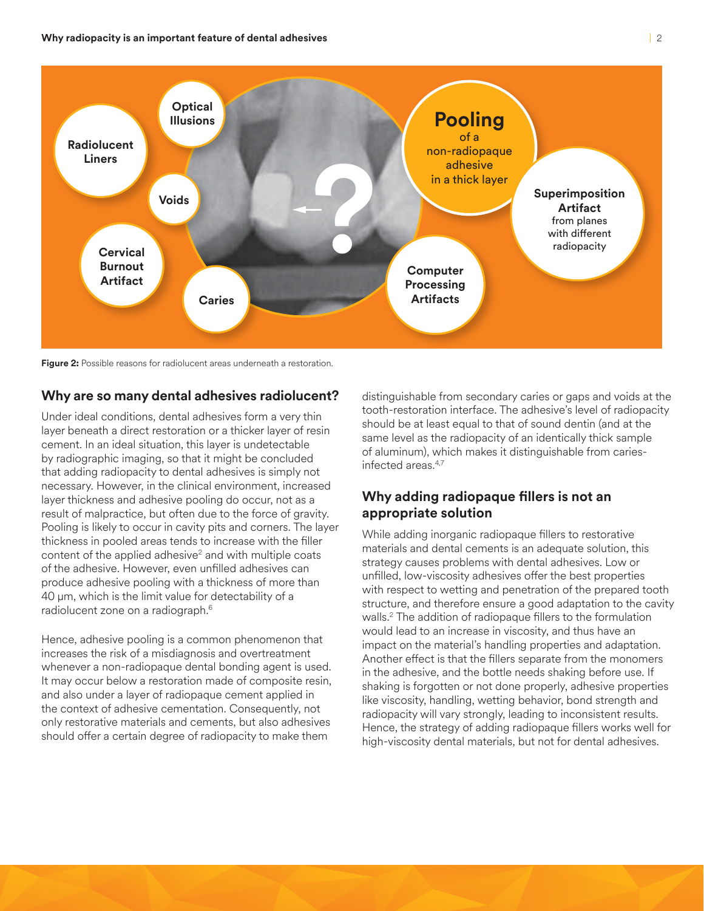Figure 2: Possible reasons for radiolucent areas underneath a restoration.

## Why are so many dental adhesives radiolucent?

Under ideal conditions, dental adhesives form a very thin layer beneath a direct restoration or a thicker layer of resin cement. In an ideal situation, this layer is undetectable by radiographic imaging, so that it might be concluded that adding radiopacity to dental adhesives is simply not necessary. However, in the clinical environment, increased layer thickness and adhesive pooling do occur, not as a result of malpractice, but often due to the force of gravity. Pooling is likely to occur in cavity pits and corners. The layer thickness in pooled areas tends to increase with the filler content of the applied adhesive[2] and with multiple coats of the adhesive. However, even unfilled adhesives can produce adhesive pooling with a thickness of more than 40 µm, which is the limit value for detectability of a radiolucent zone on a radiograph.[6]

Hence, adhesive pooling is a common phenomenon that increases the risk of a misdiagnosis and overtreatment whenever a non-radiopaque dental bonding agent is used. It may occur below a restoration made of composite resin, and also under a layer of radiopaque cement applied in the context of adhesive cementation. Consequently, not only restorative materials and cements, but also adhesives should offer a certain degree of radiopacity to make them distinguishable from secondary caries or gaps and voids at the tooth-restoration interface. The adhesive's level of radiopacity should be at least equal to that of sound dentin (and at the same level as the radiopacity of an identically thick sample of aluminum), which makes it distinguishable from caries-infected areas.[4,7]

## Why adding radiopaque fillers is not an appropriate solution

While adding inorganic radiopaque fillers to restorative materials and dental cements is an adequate solution, this strategy causes problems with dental adhesives. Low or unfilled, low-viscosity adhesives offer the best properties with respect to wetting and penetration of the prepared tooth structure, and therefore ensure a good adaptation to the cavity walls.[2] The addition of radiopaque fillers to the formulation would lead to an increase in viscosity, and thus have an impact on the material's handling properties and adaptation. Another effect is that the fillers separate from the monomers in the adhesive, and the bottle needs shaking before use. If shaking is forgotten or not done properly, adhesive properties like viscosity, handling, wetting behavior, bond strength and radiopacity will vary strongly, leading to inconsistent results. Hence, the strategy of adding radiopaque fillers works well for high-viscosity dental materials, but not for dental adhesives.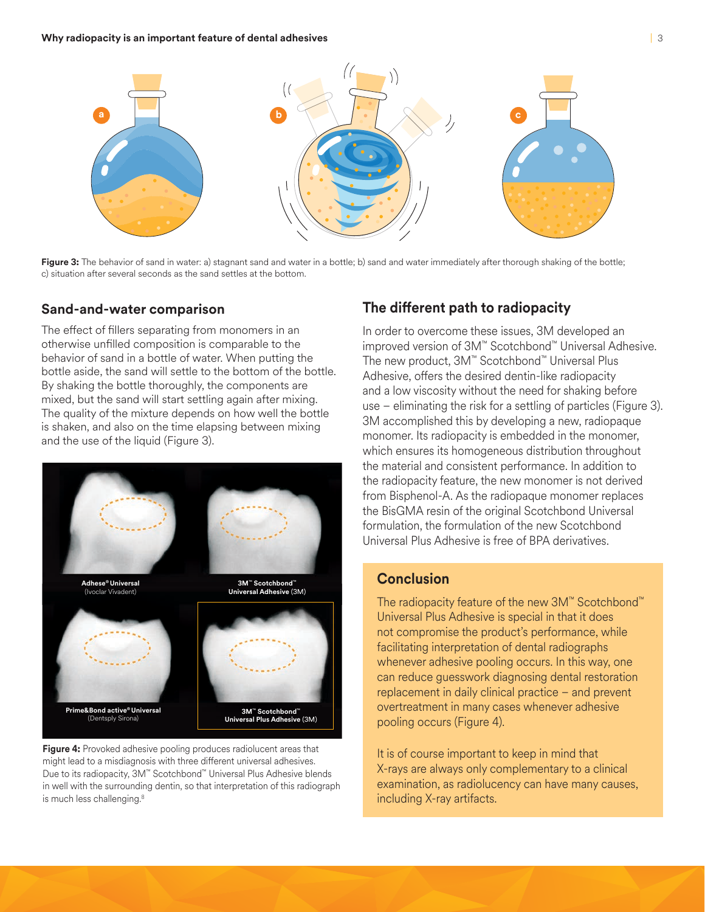Figure 3: The behavior of sand in water: a) stagnant sand and water in a bottle; b) sand and water immediately after thorough shaking of the bottle; c) situation after several seconds as the sand settles at the bottom.

## Sand-and-water comparison

The effect of fillers separating from monomers in an otherwise unfilled composition is comparable to the behavior of sand in a bottle of water. When putting the bottle aside, the sand will settle to the bottom of the bottle. By shaking the bottle thoroughly, the components are mixed, but the sand will start settling again after mixing. The quality of the mixture depends on how well the bottle is shaken, and also on the time elapsing between mixing and the use of the liquid (Figure 3).

**Figure 4:** Provoked adhesive pooling produces radiolucent areas that might lead to a misdiagnosis with three different universal adhesives. Due to its radiopacity, 3M™ Scotchbond™ Universal Plus Adhesive blends in well with the surrounding dentin, so that interpretation of this radiograph is much less challenging.[8]

## The different path to radiopacity

In order to overcome these issues, 3M developed an improved version of 3M™ Scotchbond™ Universal Adhesive. The new product, 3M™ Scotchbond™ Universal Plus Adhesive, offers the desired dentin-like radiopacity and a low viscosity without the need for shaking before use – eliminating the risk for a settling of particles (Figure 3). 3M accomplished this by developing a new, radiopaque monomer. Its radiopacity is embedded in the monomer, which ensures its homogeneous distribution throughout the material and consistent performance. In addition to the radiopacity feature, the new monomer is not derived from Bisphenol-A. As the radiopaque monomer replaces the BisGMA resin of the original Scotchbond Universal formulation, the formulation of the new Scotchbond Universal Plus Adhesive is free of BPA derivatives.

## Conclusion

The radiopacity feature of the new 3M™ Scotchbond™ Universal Plus Adhesive is special in that it does not compromise the product's performance, while facilitating interpretation of dental radiographs whenever adhesive pooling occurs. In this way, one can reduce guesswork diagnosing dental restoration replacement in daily clinical practice – and prevent overtreatment in many cases whenever adhesive pooling occurs (Figure 4).

It is of course important to keep in mind that X-rays are always only complementary to a clinical examination, as radiolucency can have many causes, including X-ray artifacts.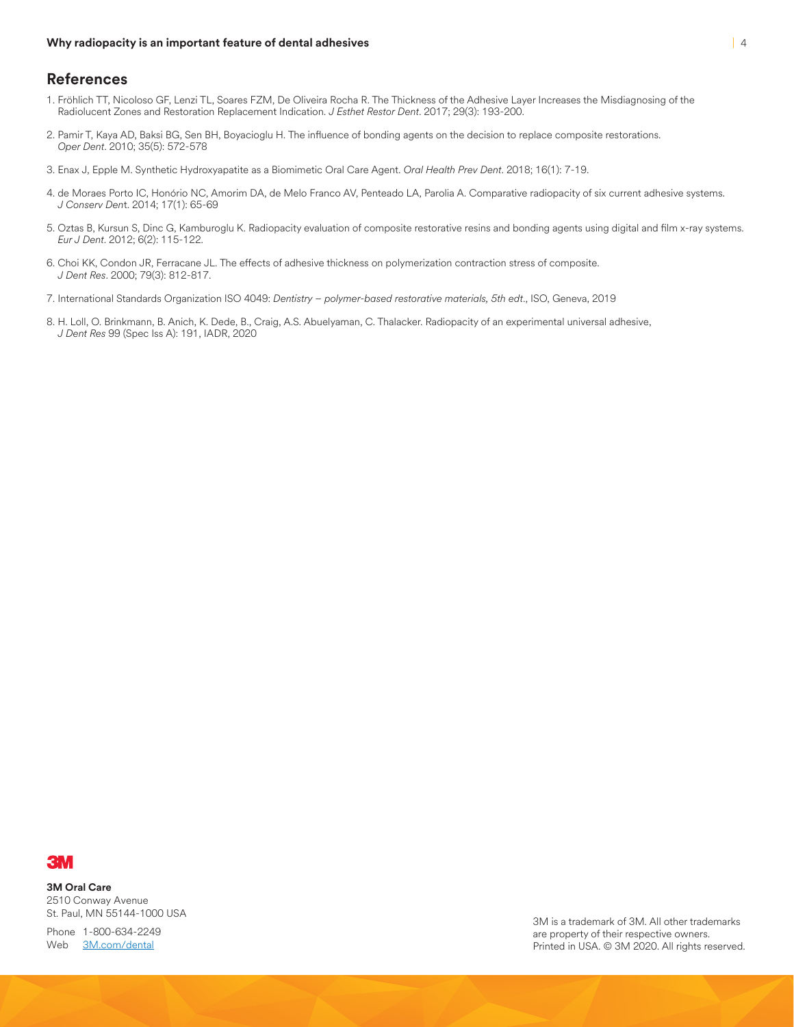## References

1. Fröhlich TT, Nicoloso GF, Lenzi TL, Soares FZM, De Oliveira Rocha R. The Thickness of the Adhesive Layer Increases the Misdiagnosing of the Radiolucent Zones and Restoration Replacement Indication. *J Esthet Restor Dent*. 2017; 29(3): 193-200.
2. Pamir T, Kaya AD, Baksi BG, Sen BH, Boyacioglu H. The influence of bonding agents on the decision to replace composite restorations. *Oper Dent*. 2010; 35(5): 572-578
3. Enax J, Epple M. Synthetic Hydroxyapatite as a Biomimetic Oral Care Agent. *Oral Health Prev Dent*. 2018; 16(1): 7-19.
4. de Moraes Porto IC, Honório NC, Amorim DA, de Melo Franco AV, Penteado LA, Parolia A. Comparative radiopacity of six current adhesive systems. *J Conserv Den*t. 2014; 17(1): 65-69
5. Oztas B, Kursun S, Dinc G, Kamburoglu K. Radiopacity evaluation of composite restorative resins and bonding agents using digital and film x-ray systems. *Eur J Dent*. 2012; 6(2): 115-122.
6. Choi KK, Condon JR, Ferracane JL. The effects of adhesive thickness on polymerization contraction stress of composite. *J Dent Res*. 2000; 79(3): 812-817.
7. International Standards Organization ISO 4049: *Dentistry – polymer-based restorative materials, 5th edt*., ISO, Geneva, 2019
8. H. Loll, O. Brinkmann, B. Anich, K. Dede, B., Craig, A.S. Abuelyaman, C. Thalacker. Radiopacity of an experimental universal adhesive, *J Dent Res* 99 (Spec Iss A): 191, IADR, 2020

3M

**3M Oral Care**
2510 Conway Avenue
St. Paul, MN 55144-1000 USA

Phone 1-800-634-2249
Web 3M.com/dental

3M is a trademark of 3M. All other trademarks are property of their respective owners.
Printed in USA. © 3M 2020. All rights reserved.